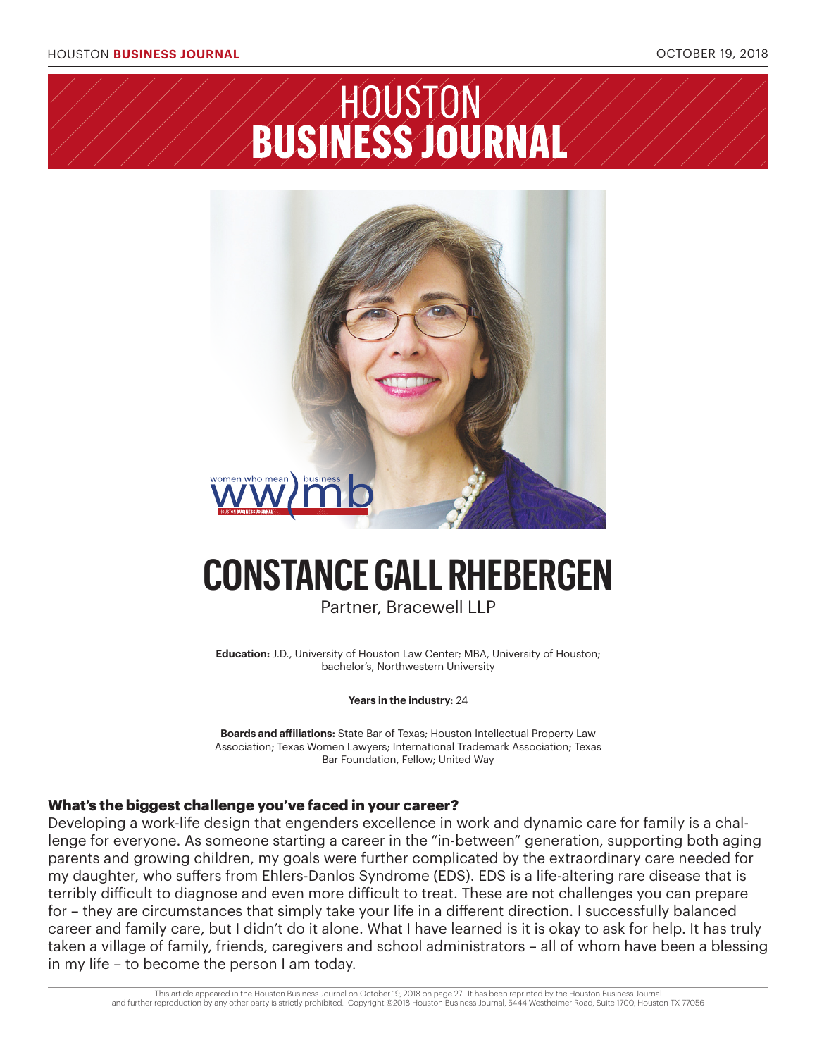# HOUSTON BUSINESS JOURNAL

# CONSTANCE GALL RHEBERGEN

Partner, Bracewell LLP

**Education:** J.D., University of Houston Law Center; MBA, University of Houston; bachelor's, Northwestern University

**Years in the industry:** 24

**Boards and affiliations:** State Bar of Texas; Houston Intellectual Property Law Association; Texas Women Lawyers; International Trademark Association; Texas Bar Foundation, Fellow; United Way

### What's the biggest challenge you've faced in your career?

Developing a work-life design that engenders excellence in work and dynamic care for family is a challenge for everyone. As someone starting a career in the "in-between" generation, supporting both aging parents and growing children, my goals were further complicated by the extraordinary care needed for my daughter, who suffers from Ehlers-Danlos Syndrome (EDS). EDS is a life-altering rare disease that is terribly difficult to diagnose and even more difficult to treat. These are not challenges you can prepare for – they are circumstances that simply take your life in a different direction. I successfully balanced career and family care, but I didn't do it alone. What I have learned is it is okay to ask for help. It has truly taken a village of family, friends, caregivers and school administrators – all of whom have been a blessing in my life – to become the person I am today.

This article appeared in the Houston Business Journal on October 19, 2018 on page 27. It has been reprinted by the Houston Business Journal and further reproduction by any other party is strictly prohibited. Copyright ©2018 Houston Business Journal, 5444 Westheimer Road, Suite 1700, Houston TX 77056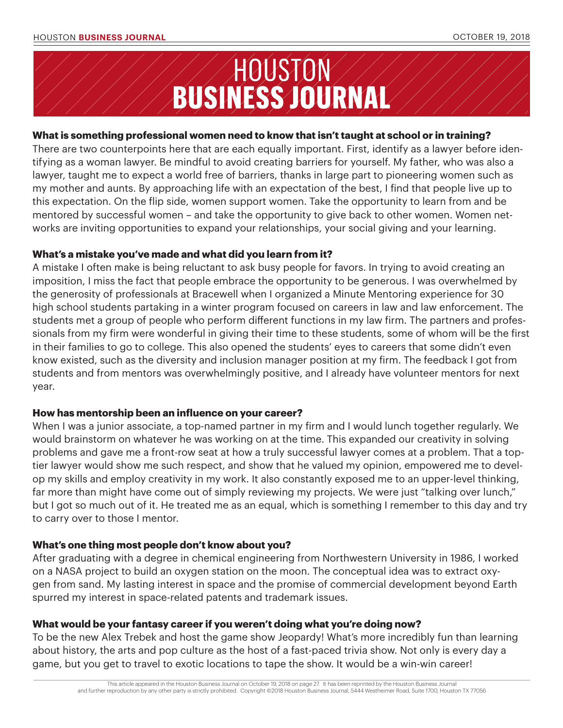# HOUSTON BUSINESS JOURNAL

**What is something professional women need to know that isn't taught at school or in training?**

There are two counterpoints here that are each equally important. First, identify as a lawyer before identifying as a woman lawyer. Be mindful to avoid creating barriers for yourself. My father, who was also a lawyer, taught me to expect a world free of barriers, thanks in large part to pioneering women such as my mother and aunts. By approaching life with an expectation of the best, I find that people live up to this expectation. On the flip side, women support women. Take the opportunity to learn from and be mentored by successful women – and take the opportunity to give back to other women. Women networks are inviting opportunities to expand your relationships, your social giving and your learning.

**What's a mistake you've made and what did you learn from it?**

A mistake I often make is being reluctant to ask busy people for favors. In trying to avoid creating an imposition, I miss the fact that people embrace the opportunity to be generous. I was overwhelmed by the generosity of professionals at Bracewell when I organized a Minute Mentoring experience for 30 high school students partaking in a winter program focused on careers in law and law enforcement. The students met a group of people who perform different functions in my law firm. The partners and professionals from my firm were wonderful in giving their time to these students, some of whom will be the first in their families to go to college. This also opened the students' eyes to careers that some didn't even know existed, such as the diversity and inclusion manager position at my firm. The feedback I got from students and from mentors was overwhelmingly positive, and I already have volunteer mentors for next year.

**How has mentorship been an influence on your career?**

When I was a junior associate, a top-named partner in my firm and I would lunch together regularly. We would brainstorm on whatever he was working on at the time. This expanded our creativity in solving problems and gave me a front-row seat at how a truly successful lawyer comes at a problem. That top-tier lawyer would show me such respect, and show that he valued my opinion, empowered me to develop my skills and employ creativity in my work. It also constantly exposed me to an upper-level thinking, far more than might have come out of simply reviewing my projects. We were just "talking over lunch," but I got so much out of it. He treated me as an equal, which is something I remember to this day and try to carry over to those I mentor.

**What's one thing most people don't know about you?**

After graduating with a degree in chemical engineering from Northwestern University in 1986, I worked on a NASA project to build an oxygen station on the moon. The conceptual idea was to extract oxygen from sand. My lasting interest in space and the promise of commercial development beyond Earth spurred my interest in space-related patents and trademark issues.

**What would be your fantasy career if you weren't doing what you're doing now?**

To be the new Alex Trebek and host the game show Jeopardy! What's more incredibly fun than learning about history, the arts and pop culture as the host of a fast-paced trivia show. Not only is every day a game, but you get to travel to exotic locations to tape the show. It would be a win-win career!

This article appeared in the Houston Business Journal on October 19, 2018 on page 27. It has been reprinted by the Houston Business Journal and further reproduction by any other party is strictly prohibited. Copyright ©2018 Houston Business Journal, 5444 Westheimer Road, Suite 1700, Houston TX 77056